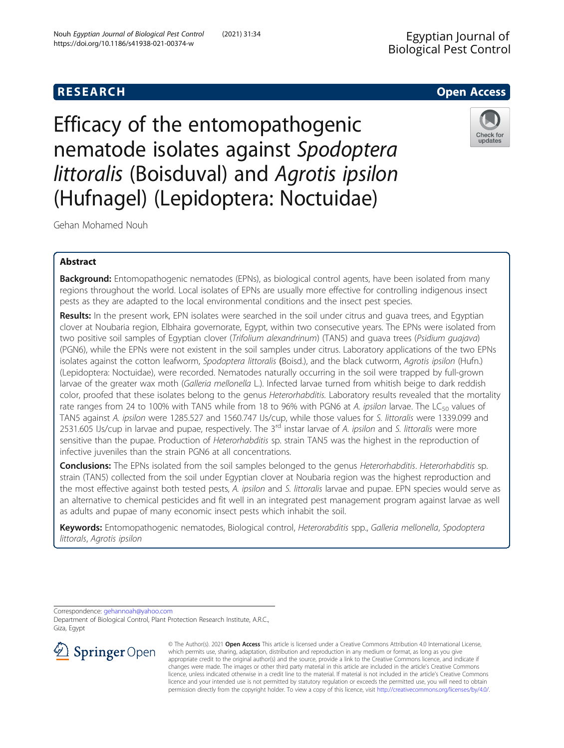RESEARCH

Open Access

# Efficacy of the entomopathogenic nematode isolates against *Spodoptera littoralis* (Boisduval) and *Agrotis ipsilon* (Hufnagel) (Lepidoptera: Noctuidae)

Gehan Mohamed Nouh

## Abstract

**Background:** Entomopathogenic nematodes (EPNs), as biological control agents, have been isolated from many regions throughout the world. Local isolates of EPNs are usually more effective for controlling indigenous insect pests as they are adapted to the local environmental conditions and the insect pest species.

**Results:** In the present work, EPN isolates were searched in the soil under citrus and guava trees, and Egyptian clover at Noubaria region, Elbhaira governorate, Egypt, within two consecutive years. The EPNs were isolated from two positive soil samples of Egyptian clover (*Trifolium alexandrinum*) (TAN5) and guava trees (*Psidium guajava*) (PGN6), while the EPNs were not existent in the soil samples under citrus. Laboratory applications of the two EPNs isolates against the cotton leafworm, *Spodoptera littoralis* (Boisd.), and the black cutworm, *Agrotis ipsilon* (Hufn.) (Lepidoptera: Noctuidae), were recorded. Nematodes naturally occurring in the soil were trapped by full-grown larvae of the greater wax moth (*Galleria mellonella* L.). Infected larvae turned from whitish beige to dark reddish color, proofed that these isolates belong to the genus *Heterorhabditis*. Laboratory results revealed that the mortality rate ranges from 24 to 100% with TAN5 while from 18 to 96% with PGN6 at *A. ipsilon* larvae. The $LC_{50}$ values of TAN5 against *A. ipsilon* were 1285.527 and 1560.747 IJs/cup, while those values for *S. littoralis* were 1339.099 and 2531.605 IJs/cup in larvae and pupae, respectively. The 3rd instar larvae of *A. ipsilon* and *S. littoralis* were more sensitive than the pupae. Production of *Heterorhabditis* sp. strain TAN5 was the highest in the reproduction of infective juveniles than the strain PGN6 at all concentrations.

**Conclusions:** The EPNs isolated from the soil samples belonged to the genus *Heterorhabditis*. *Heterorhabditis* sp. strain (TAN5) collected from the soil under Egyptian clover at Noubaria region was the highest reproduction and the most effective against both tested pests, *A. ipsilon* and *S. littoralis* larvae and pupae. EPN species would serve as an alternative to chemical pesticides and fit well in an integrated pest management program against larvae as well as adults and pupae of many economic insect pests which inhabit the soil.

**Keywords:** Entomopathogenic nematodes, Biological control, *Heterorabditis* spp., *Galleria mellonella*, *Spodoptera littorals*, *Agrotis ipsilon*

Correspondence: gehannoah@yahoo.com
Department of Biological Control, Plant Protection Research Institute, A.R.C., Giza, Egypt

© The Author(s). 2021 **Open Access** This article is licensed under a Creative Commons Attribution 4.0 International License, which permits use, sharing, adaptation, distribution and reproduction in any medium or format, as long as you give appropriate credit to the original author(s) and the source, provide a link to the Creative Commons licence, and indicate if changes were made. The images or other third party material in this article are included in the article's Creative Commons licence, unless indicated otherwise in a credit line to the material. If material is not included in the article's Creative Commons licence and your intended use is not permitted by statutory regulation or exceeds the permitted use, you will need to obtain permission directly from the copyright holder. To view a copy of this licence, visit http://creativecommons.org/licenses/by/4.0/.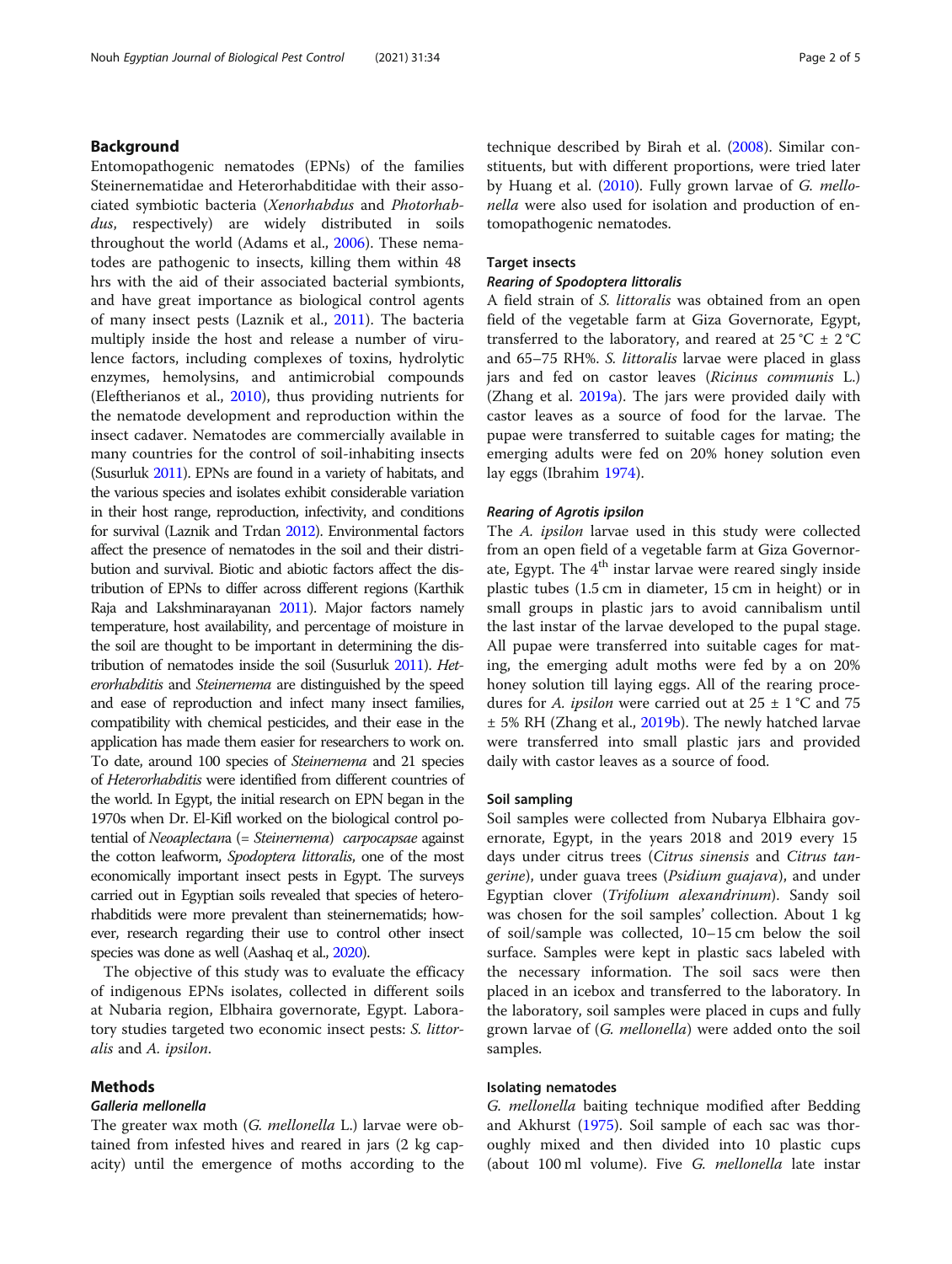## Background

Entomopathogenic nematodes (EPNs) of the families Steinernematidae and Heterorhabditidae with their associated symbiotic bacteria (*Xenorhabdus* and *Photorhabdus*, respectively) are widely distributed in soils throughout the world (Adams et al., 2006). These nematodes are pathogenic to insects, killing them within 48 hrs with the aid of their associated bacterial symbionts, and have great importance as biological control agents of many insect pests (Laznik et al., 2011). The bacteria multiply inside the host and release a number of virulence factors, including complexes of toxins, hydrolytic enzymes, hemolysins, and antimicrobial compounds (Eleftherianos et al., 2010), thus providing nutrients for the nematode development and reproduction within the insect cadaver. Nematodes are commercially available in many countries for the control of soil-inhabiting insects (Susurluk 2011). EPNs are found in a variety of habitats, and the various species and isolates exhibit considerable variation in their host range, reproduction, infectivity, and conditions for survival (Laznik and Trdan 2012). Environmental factors affect the presence of nematodes in the soil and their distribution and survival. Biotic and abiotic factors affect the distribution of EPNs to differ across different regions (Karthik Raja and Lakshminarayanan 2011). Major factors namely temperature, host availability, and percentage of moisture in the soil are thought to be important in determining the distribution of nematodes inside the soil (Susurluk 2011). *Heterorhabditis* and *Steinernema* are distinguished by the speed and ease of reproduction and infect many insect families, compatibility with chemical pesticides, and their ease in the application has made them easier for researchers to work on. To date, around 100 species of *Steinernema* and 21 species of *Heterorhabditis* were identified from different countries of the world. In Egypt, the initial research on EPN began in the 1970s when Dr. El-Kifl worked on the biological control potential of *Neoaplectana* (= *Steinernema*) *carpocapsae* against the cotton leafworm, *Spodoptera littoralis*, one of the most economically important insect pests in Egypt. The surveys carried out in Egyptian soils revealed that species of heterorhabditids were more prevalent than steinernematids; however, research regarding their use to control other insect species was done as well (Aashaq et al., 2020).

The objective of this study was to evaluate the efficacy of indigenous EPNs isolates, collected in different soils at Nubaria region, Elbhaira governorate, Egypt. Laboratory studies targeted two economic insect pests: *S. littoralis* and *A. ipsilon*.

## Methods

### *Galleria mellonella*

The greater wax moth (*G. mellonella* L.) larvae were obtained from infested hives and reared in jars (2 kg capacity) until the emergence of moths according to the technique described by Birah et al. (2008). Similar constituents, but with different proportions, were tried later by Huang et al. (2010). Fully grown larvae of *G. mellonella* were also used for isolation and production of entomopathogenic nematodes.

### Target insects

#### *Rearing of Spodoptera littoralis*

A field strain of *S. littoralis* was obtained from an open field of the vegetable farm at Giza Governorate, Egypt, transferred to the laboratory, and reared at 25 °C ± 2 °C and 65–75 RH%. *S. littoralis* larvae were placed in glass jars and fed on castor leaves (*Ricinus communis* L.) (Zhang et al. 2019a). The jars were provided daily with castor leaves as a source of food for the larvae. The pupae were transferred to suitable cages for mating; the emerging adults were fed on 20% honey solution even lay eggs (Ibrahim 1974).

#### *Rearing of Agrotis ipsilon*

The *A. ipsilon* larvae used in this study were collected from an open field of a vegetable farm at Giza Governorate, Egypt. The 4$^{th}$ instar larvae were reared singly inside plastic tubes (1.5 cm in diameter, 15 cm in height) or in small groups in plastic jars to avoid cannibalism until the last instar of the larvae developed to the pupal stage. All pupae were transferred into suitable cages for mating, the emerging adult moths were fed by a on 20% honey solution till laying eggs. All of the rearing procedures for *A. ipsilon* were carried out at 25 ± 1 °C and 75 ± 5% RH (Zhang et al., 2019b). The newly hatched larvae were transferred into small plastic jars and provided daily with castor leaves as a source of food.

### Soil sampling

Soil samples were collected from Nubarya Elbhaira governorate, Egypt, in the years 2018 and 2019 every 15 days under citrus trees (*Citrus sinensis* and *Citrus tangerine*), under guava trees (*Psidium guajava*), and under Egyptian clover (*Trifolium alexandrinum*). Sandy soil was chosen for the soil samples' collection. About 1 kg of soil/sample was collected, 10–15 cm below the soil surface. Samples were kept in plastic sacs labeled with the necessary information. The soil sacs were then placed in an icebox and transferred to the laboratory. In the laboratory, soil samples were placed in cups and fully grown larvae of (*G. mellonella*) were added onto the soil samples.

### Isolating nematodes

*G. mellonella* baiting technique modified after Bedding and Akhurst (1975). Soil sample of each sac was thoroughly mixed and then divided into 10 plastic cups (about 100 ml volume). Five *G. mellonella* late instar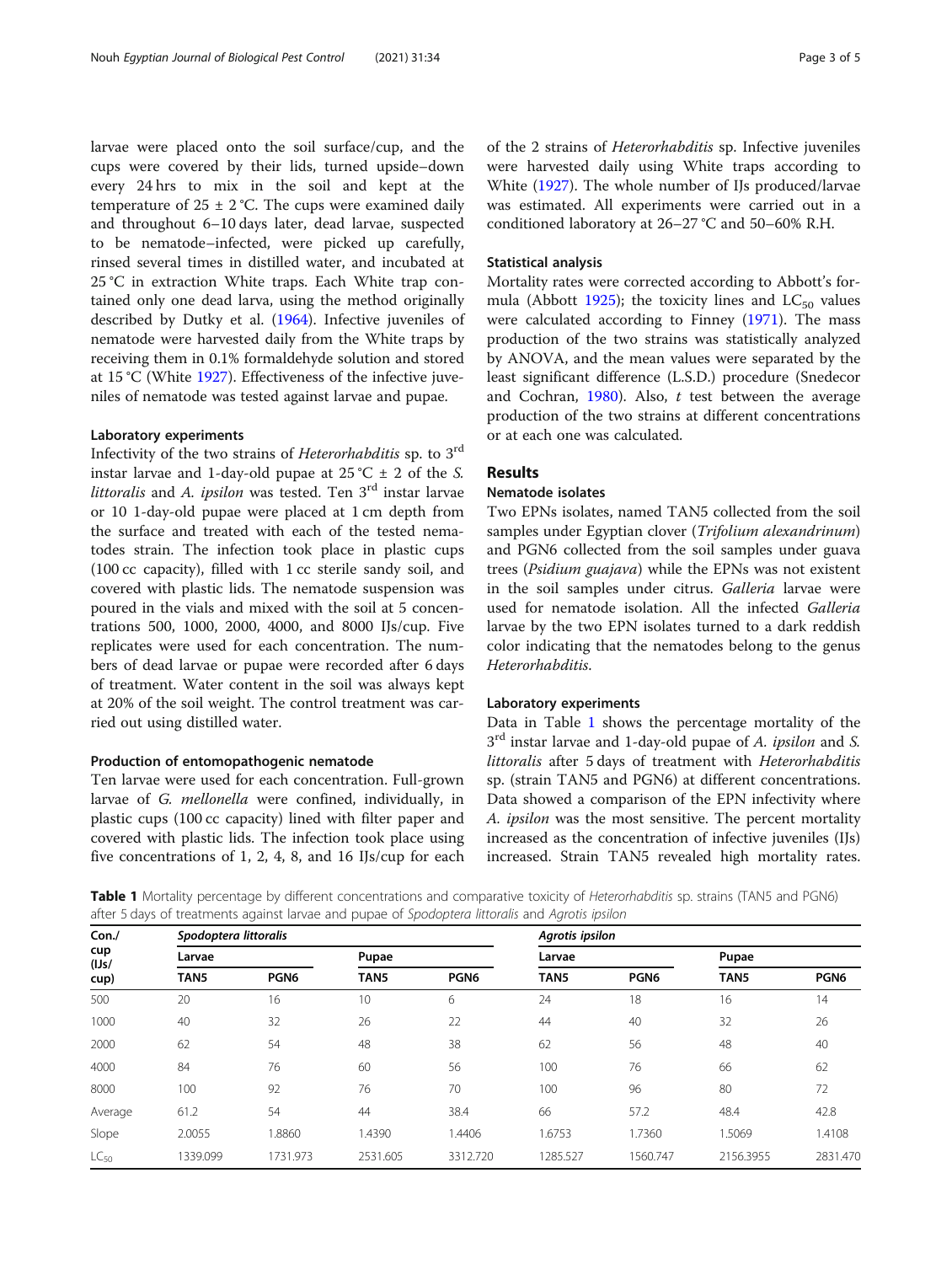larvae were placed onto the soil surface/cup, and the cups were covered by their lids, turned upside–down every 24 hrs to mix in the soil and kept at the temperature of 25 ± 2 °C. The cups were examined daily and throughout 6–10 days later, dead larvae, suspected to be nematode–infected, were picked up carefully, rinsed several times in distilled water, and incubated at 25 °C in extraction White traps. Each White trap contained only one dead larva, using the method originally described by Dutky et al. (1964). Infective juveniles of nematode were harvested daily from the White traps by receiving them in 0.1% formaldehyde solution and stored at 15 °C (White 1927). Effectiveness of the infective juveniles of nematode was tested against larvae and pupae.

### Laboratory experiments

Infectivity of the two strains of *Heterorhabditis* sp. to 3rd instar larvae and 1-day-old pupae at 25 °C ± 2 of the *S. littoralis* and *A. ipsilon* was tested. Ten 3rd instar larvae or 10 1-day-old pupae were placed at 1 cm depth from the surface and treated with each of the tested nematodes strain. The infection took place in plastic cups (100 cc capacity), filled with 1 cc sterile sandy soil, and covered with plastic lids. The nematode suspension was poured in the vials and mixed with the soil at 5 concentrations 500, 1000, 2000, 4000, and 8000 IJs/cup. Five replicates were used for each concentration. The numbers of dead larvae or pupae were recorded after 6 days of treatment. Water content in the soil was always kept at 20% of the soil weight. The control treatment was carried out using distilled water.

### Production of entomopathogenic nematode

Ten larvae were used for each concentration. Full-grown larvae of *G. mellonella* were confined, individually, in plastic cups (100 cc capacity) lined with filter paper and covered with plastic lids. The infection took place using five concentrations of 1, 2, 4, 8, and 16 IJs/cup for each of the 2 strains of *Heterorhabditis* sp. Infective juveniles were harvested daily using White traps according to White (1927). The whole number of IJs produced/larvae was estimated. All experiments were carried out in a conditioned laboratory at 26–27 °C and 50–60% R.H.

### Statistical analysis

Mortality rates were corrected according to Abbott's formula (Abbott 1925); the toxicity lines and $LC_{50}$ values were calculated according to Finney (1971). The mass production of the two strains was statistically analyzed by ANOVA, and the mean values were separated by the least significant difference (L.S.D.) procedure (Snedecor and Cochran, 1980). Also, *t* test between the average production of the two strains at different concentrations or at each one was calculated.

## Results

### Nematode isolates

Two EPNs isolates, named TAN5 collected from the soil samples under Egyptian clover (*Trifolium alexandrinum*) and PGN6 collected from the soil samples under guava trees (*Psidium guajava*) while the EPNs was not existent in the soil samples under citrus. *Galleria* larvae were used for nematode isolation. All the infected *Galleria* larvae by the two EPN isolates turned to a dark reddish color indicating that the nematodes belong to the genus *Heterorhabditis*.

### Laboratory experiments

Data in Table 1 shows the percentage mortality of the 3rd instar larvae and 1-day-old pupae of *A. ipsilon* and *S. littoralis* after 5 days of treatment with *Heterorhabditis* sp. (strain TAN5 and PGN6) at different concentrations. Data showed a comparison of the EPN infectivity where *A. ipsilon* was the most sensitive. The percent mortality increased as the concentration of infective juveniles (IJs) increased. Strain TAN5 revealed high mortality rates.

**Table 1** Mortality percentage by different concentrations and comparative toxicity of *Heterorhabditis* sp. strains (TAN5 and PGN6) after 5 days of treatments against larvae and pupae of *Spodoptera littoralis* and *Agrotis ipsilon*

| Con./cup (IJs/cup) | *Spodoptera littoralis* | | | | *Agrotis ipsilon* | | | |
|---|---|---|---|---|---|---|---|---|
| | Larvae | | Pupae | | Larvae | | Pupae | |
| | TAN5 | PGN6 | TAN5 | PGN6 | TAN5 | PGN6 | TAN5 | PGN6 |
| 500 | 20 | 16 | 10 | 6 | 24 | 18 | 16 | 14 |
| 1000 | 40 | 32 | 26 | 22 | 44 | 40 | 32 | 26 |
| 2000 | 62 | 54 | 48 | 38 | 62 | 56 | 48 | 40 |
| 4000 | 84 | 76 | 60 | 56 | 100 | 76 | 66 | 62 |
| 8000 | 100 | 92 | 76 | 70 | 100 | 96 | 80 | 72 |
| Average | 61.2 | 54 | 44 | 38.4 | 66 | 57.2 | 48.4 | 42.8 |
| Slope | 2.0055 | 1.8860 | 1.4390 | 1.4406 | 1.6753 | 1.7360 | 1.5069 | 1.4108 |
| $LC_{50}$ | 1339.099 | 1731.973 | 2531.605 | 3312.720 | 1285.527 | 1560.747 | 2156.3955 | 2831.470 |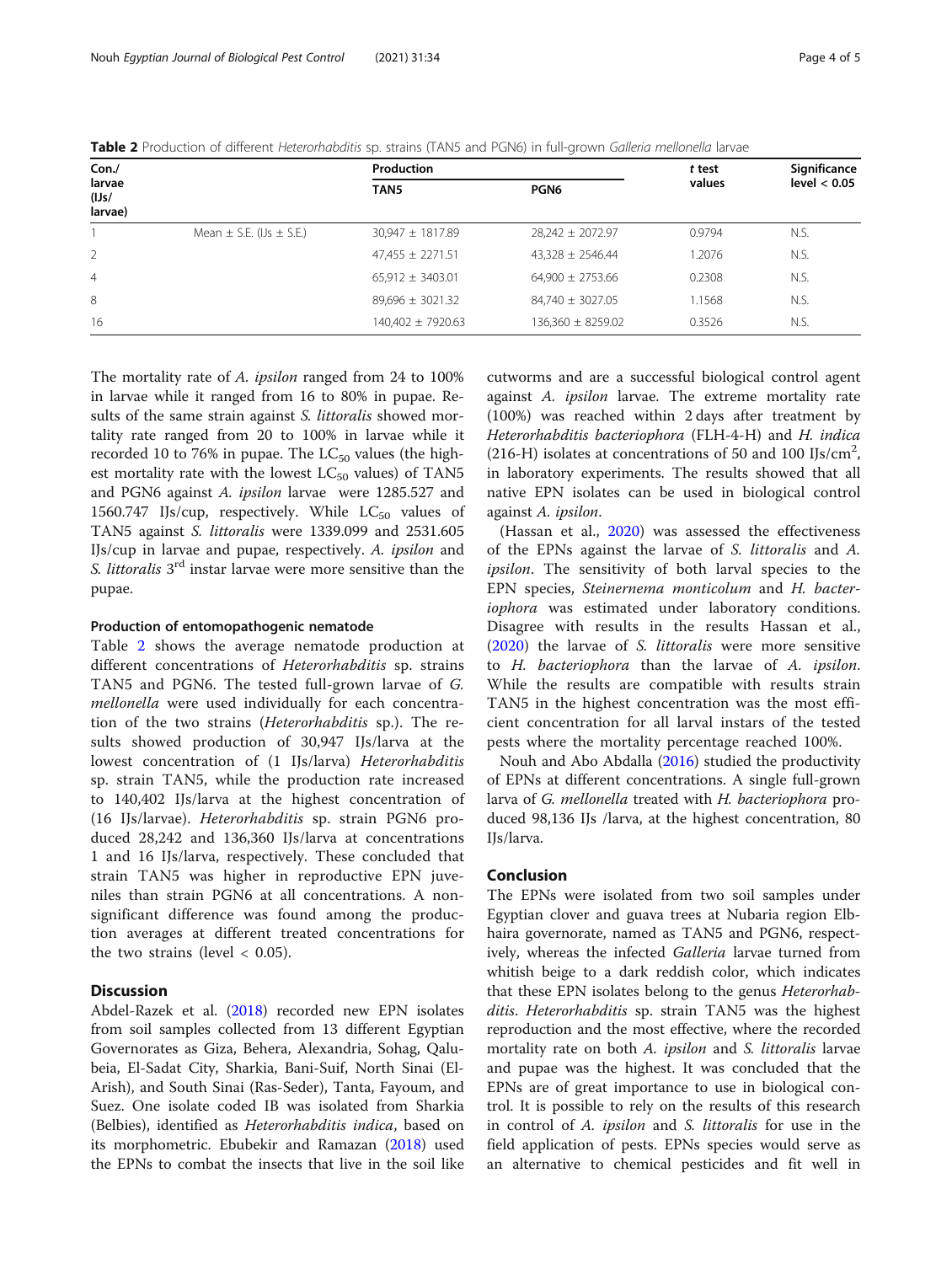**Table 2** Production of different *Heterorhabditis* sp. strains (TAN5 and PGN6) in full-grown *Galleria mellonella* larvae

| Con./ larvae (IJs/ larvae) | | Production | | *t* test values | Significance level < 0.05 |
|---|---|---|---|---|---|
| | | TAN5 | PGN6 | | |
| 1 | Mean ± S.E. (IJs ± S.E.) | 30,947 ± 1817.89 | 28,242 ± 2072.97 | 0.9794 | N.S. |
| 2 | | 47,455 ± 2271.51 | 43,328 ± 2546.44 | 1.2076 | N.S. |
| 4 | | 65,912 ± 3403.01 | 64,900 ± 2753.66 | 0.2308 | N.S. |
| 8 | | 89,696 ± 3021.32 | 84,740 ± 3027.05 | 1.1568 | N.S. |
| 16 | | 140,402 ± 7920.63 | 136,360 ± 8259.02 | 0.3526 | N.S. |

The mortality rate of *A. ipsilon* ranged from 24 to 100% in larvae while it ranged from 16 to 80% in pupae. Results of the same strain against *S. littoralis* showed mortality rate ranged from 20 to 100% in larvae while it recorded 10 to 76% in pupae. The $LC_{50}$ values (the highest mortality rate with the lowest $LC_{50}$ values) of TAN5 and PGN6 against *A. ipsilon* larvae were 1285.527 and 1560.747 IJs/cup, respectively. While $LC_{50}$ values of TAN5 against *S. littoralis* were 1339.099 and 2531.605 IJs/cup in larvae and pupae, respectively. *A. ipsilon* and *S. littoralis* 3rd instar larvae were more sensitive than the pupae.

#### Production of entomopathogenic nematode

Table 2 shows the average nematode production at different concentrations of *Heterorhabditis* sp. strains TAN5 and PGN6. The tested full-grown larvae of *G. mellonella* were used individually for each concentration of the two strains (*Heterorhabditis* sp.). The results showed production of 30,947 IJs/larva at the lowest concentration of (1 IJs/larva) *Heterorhabditis* sp. strain TAN5, while the production rate increased to 140,402 IJs/larva at the highest concentration of (16 IJs/larvae). *Heterorhabditis* sp. strain PGN6 produced 28,242 and 136,360 IJs/larva at concentrations 1 and 16 IJs/larva, respectively. These concluded that strain TAN5 was higher in reproductive EPN juveniles than strain PGN6 at all concentrations. A non-significant difference was found among the production averages at different treated concentrations for the two strains (level < 0.05).

## Discussion

Abdel-Razek et al. (2018) recorded new EPN isolates from soil samples collected from 13 different Egyptian Governorates as Giza, Behera, Alexandria, Sohag, Qalubeia, El-Sadat City, Sharkia, Bani-Suif, North Sinai (El-Arish), and South Sinai (Ras-Seder), Tanta, Fayoum, and Suez. One isolate coded IB was isolated from Sharkia (Belbies), identified as *Heterorhabditis indica*, based on its morphometric. Ebubekir and Ramazan (2018) used the EPNs to combat the insects that live in the soil like cutworms and are a successful biological control agent against *A. ipsilon* larvae. The extreme mortality rate (100%) was reached within 2 days after treatment by *Heterorhabditis bacteriophora* (FLH-4-H) and *H. indica* (216-H) isolates at concentrations of 50 and 100 IJs/cm$^2$, in laboratory experiments. The results showed that all native EPN isolates can be used in biological control against *A. ipsilon*.

(Hassan et al., 2020) was assessed the effectiveness of the EPNs against the larvae of *S. littoralis* and *A. ipsilon*. The sensitivity of both larval species to the EPN species, *Steinernema monticolum* and *H. bacteriophora* was estimated under laboratory conditions. Disagree with results in the results Hassan et al., (2020) the larvae of *S. littoralis* were more sensitive to *H. bacteriophora* than the larvae of *A. ipsilon*. While the results are compatible with results strain TAN5 in the highest concentration was the most efficient concentration for all larval instars of the tested pests where the mortality percentage reached 100%.

Nouh and Abo Abdalla (2016) studied the productivity of EPNs at different concentrations. A single full-grown larva of *G. mellonella* treated with *H. bacteriophora* produced 98,136 IJs /larva, at the highest concentration, 80 IJs/larva.

## Conclusion

The EPNs were isolated from two soil samples under Egyptian clover and guava trees at Nubaria region Elbhaira governorate, named as TAN5 and PGN6, respectively, whereas the infected *Galleria* larvae turned from whitish beige to a dark reddish color, which indicates that these EPN isolates belong to the genus *Heterorhabditis*. *Heterorhabditis* sp. strain TAN5 was the highest reproduction and the most effective, where the recorded mortality rate on both *A. ipsilon* and *S. littoralis* larvae and pupae was the highest. It was concluded that the EPNs are of great importance to use in biological control. It is possible to rely on the results of this research in control of *A. ipsilon* and *S. littoralis* for use in the field application of pests. EPNs species would serve as an alternative to chemical pesticides and fit well in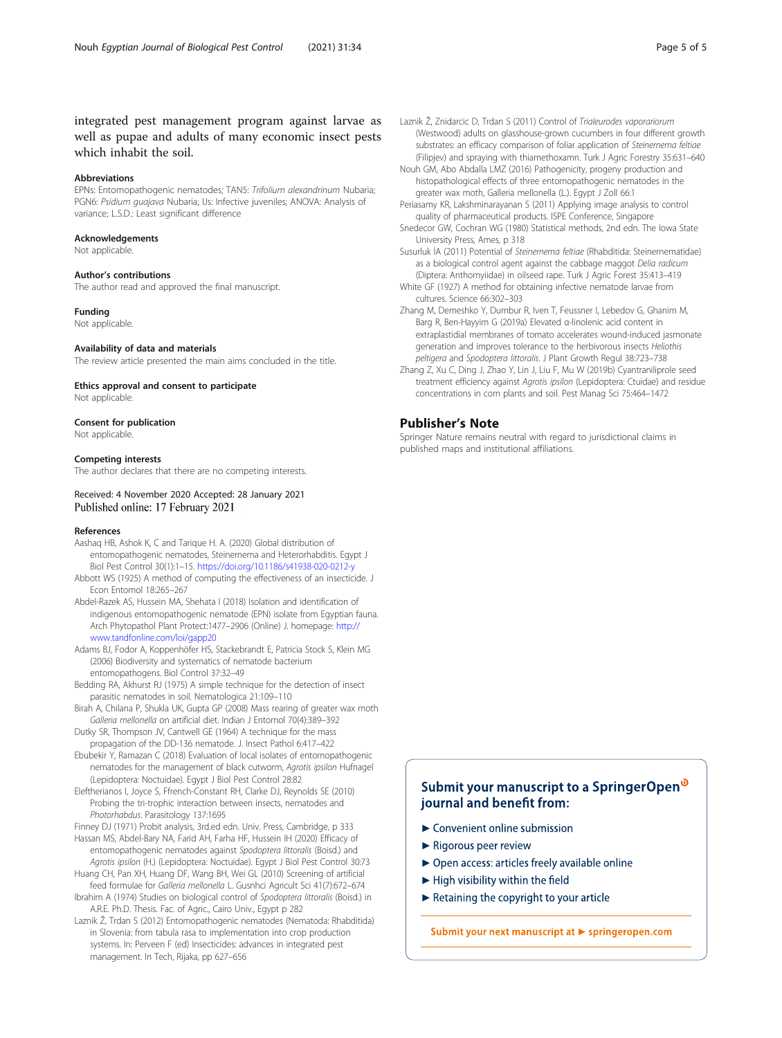integrated pest management program against larvae as well as pupae and adults of many economic insect pests which inhabit the soil.

### Abbreviations

EPNs: Entomopathogenic nematodes; TAN5: *Trifolium alexandrinum* Nubaria; PGN6: *Psidium guajava* Nubaria; IJs: Infective juveniles; ANOVA: Analysis of variance; L.S.D.: Least significant difference

### Acknowledgements

Not applicable.

### Author's contributions

The author read and approved the final manuscript.

### Funding

Not applicable.

### Availability of data and materials

The review article presented the main aims concluded in the title.

### Ethics approval and consent to participate

Not applicable.

### Consent for publication

Not applicable.

### Competing interests

The author declares that there are no competing interests.

Received: 4 November 2020 Accepted: 28 January 2021
Published online: 17 February 2021

### References

- Aashaq HB, Ashok K, C and Tarique H. A. (2020) Global distribution of entomopathogenic nematodes, Steinernema and Heterorhabditis. Egypt J Biol Pest Control 30(1):1–15. https://doi.org/10.1186/s41938-020-0212-y
- Abbott WS (1925) A method of computing the effectiveness of an insecticide. J Econ Entomol 18:265–267
- Abdel-Razek AS, Hussein MA, Shehata I (2018) Isolation and identification of indigenous entomopathogenic nematode (EPN) isolate from Egyptian fauna. Arch Phytopathol Plant Protect:1477–2906 (Online) J. homepage: http://www.tandfonline.com/loi/gapp20
- Adams BJ, Fodor A, Koppenhöfer HS, Stackebrandt E, Patricia Stock S, Klein MG (2006) Biodiversity and systematics of nematode bacterium entomopathogens. Biol Control 37:32–49
- Bedding RA, Akhurst RJ (1975) A simple technique for the detection of insect parasitic nematodes in soil. Nematologica 21:109–110
- Birah A, Chilana P, Shukla UK, Gupta GP (2008) Mass rearing of greater wax moth *Galleria mellonella* on artificial diet. Indian J Entomol 70(4):389–392
- Dutky SR, Thompson JV, Cantwell GE (1964) A technique for the mass propagation of the DD-136 nematode. J. Insect Pathol 6:417–422
- Ebubekir Y, Ramazan C (2018) Evaluation of local isolates of entomopathogenic nematodes for the management of black cutworm, *Agrotis ipsilon* Hufnagel (Lepidoptera: Noctuidae). Egypt J Biol Pest Control 28:82
- Eleftherianos I, Joyce S, Ffrench-Constant RH, Clarke DJ, Reynolds SE (2010) Probing the tri-trophic interaction between insects, nematodes and *Photorhabdus*. Parasitology 137:1695
- Finney DJ (1971) Probit analysis, 3rd.ed edn. Univ. Press, Cambridge, p 333
- Hassan MS, Abdel-Bary NA, Farid AH, Farha HF, Hussein IH (2020) Efficacy of entomopathogenic nematodes against *Spodoptera littoralis* (Boisd.) and *Agrotis ipsilon* (H.) (Lepidoptera: Noctuidae). Egypt J Biol Pest Control 30:73
- Huang CH, Pan XH, Huang DF, Wang BH, Wei GL (2010) Screening of artificial feed formulae for *Galleria mellonella* L. Gusnhci Agricult Sci 41(7):672–674
- Ibrahim A (1974) Studies on biological control of *Spodoptera littoralis* (Boisd.) in A.R.E. Ph.D. Thesis. Fac. of Agric., Cairo Univ., Egypt p 282
- Laznik Ž, Trdan S (2012) Entomopathogenic nematodes (Nematoda: Rhabditida) in Slovenia: from tabula rasa to implementation into crop production systems. In: Perveen F (ed) Insecticides: advances in integrated pest management. In Tech, Rijaka, pp 627–656
- Laznik Ž, Znidarcic D, Trdan S (2011) Control of *Trialeurodes vaporariorum* (Westwood) adults on glasshouse-grown cucumbers in four different growth substrates: an efficacy comparison of foliar application of *Steinernema feltiae* (Filipjev) and spraying with thiamethoxamn. Turk J Agric Forestry 35:631–640
- Nouh GM, Abo Abdalla LMZ (2016) Pathogenicity, progeny production and histopathological effects of three entomopathogenic nematodes in the greater wax moth, Galleria mellonella (L.). Egypt J Zoll 66:1
- Periasamy KR, Lakshminarayanan S (2011) Applying image analysis to control quality of pharmaceutical products. ISPE Conference, Singapore
- Snedecor GW, Cochran WG (1980) Statistical methods, 2nd edn. The Iowa State University Press, Ames, p 318
- Susurluk İA (2011) Potential of *Steinernema feltiae* (Rhabditida: Steinernematidae) as a biological control agent against the cabbage maggot *Delia radicum* (Diptera: Anthomyiidae) in oilseed rape. Turk J Agric Forest 35:413–419
- White GF (1927) A method for obtaining infective nematode larvae from cultures. Science 66:302–303
- Zhang M, Demeshko Y, Dumbur R, Iven T, Feussner I, Lebedov G, Ghanim M, Barg R, Ben-Hayyim G (2019a) Elevated α-linolenic acid content in extraplastidial membranes of tomato accelerates wound-induced jasmonate generation and improves tolerance to the herbivorous insects *Heliothis peltigera* and *Spodoptera littoralis*. J Plant Growth Regul 38:723–738
- Zhang Z, Xu C, Ding J, Zhao Y, Lin J, Liu F, Mu W (2019b) Cyantraniliprole seed treatment efficiency against *Agrotis ipsilon* (Lepidoptera: Ctuidae) and residue concentrations in corn plants and soil. Pest Manag Sci 75:464–1472

## Publisher's Note

Springer Nature remains neutral with regard to jurisdictional claims in published maps and institutional affiliations.

**Submit your manuscript to a SpringerOpen journal and benefit from:**

- Convenient online submission
- Rigorous peer review
- Open access: articles freely available online
- High visibility within the field
- Retaining the copyright to your article

Submit your next manuscript at ▶ springeropen.com